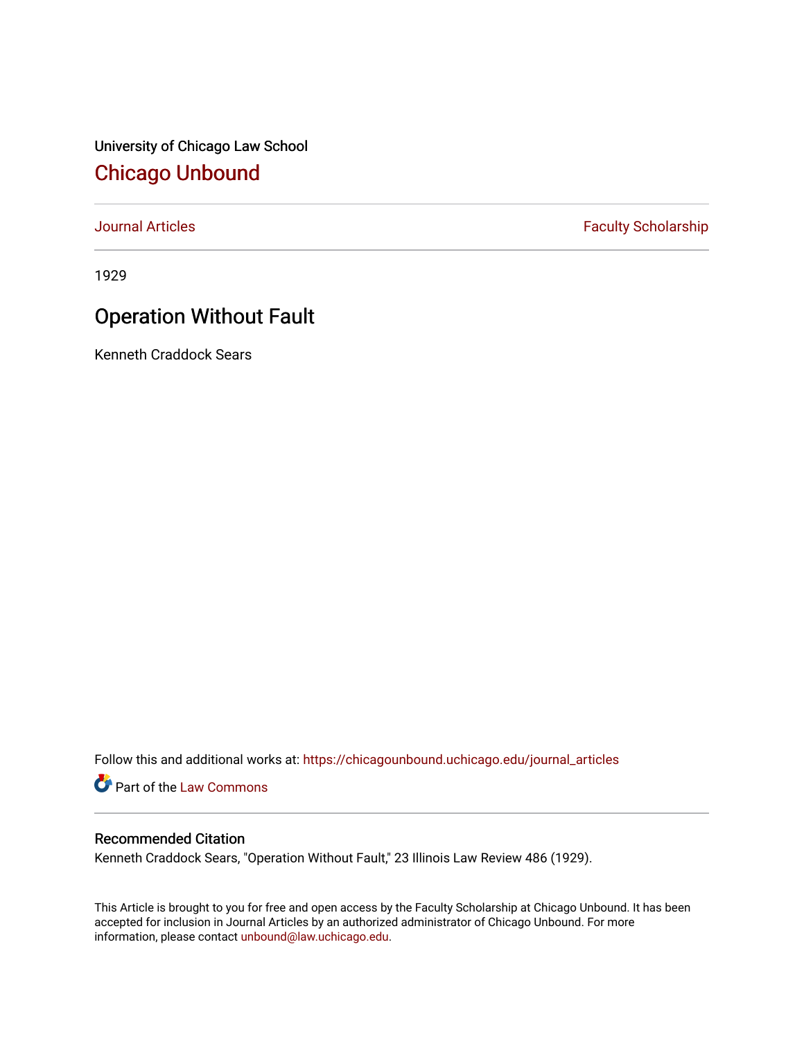University of Chicago Law School

# Chicago Unbound

Journal Articles | Faculty Scholarship

1929

## Operation Without Fault

Kenneth Craddock Sears

Follow this and additional works at: https://chicagounbound.uchicago.edu/journal_articles

Part of the Law Commons

### Recommended Citation

Kenneth Craddock Sears, "Operation Without Fault," 23 Illinois Law Review 486 (1929).

This Article is brought to you for free and open access by the Faculty Scholarship at Chicago Unbound. It has been accepted for inclusion in Journal Articles by an authorized administrator of Chicago Unbound. For more information, please contact unbound@law.uchicago.edu.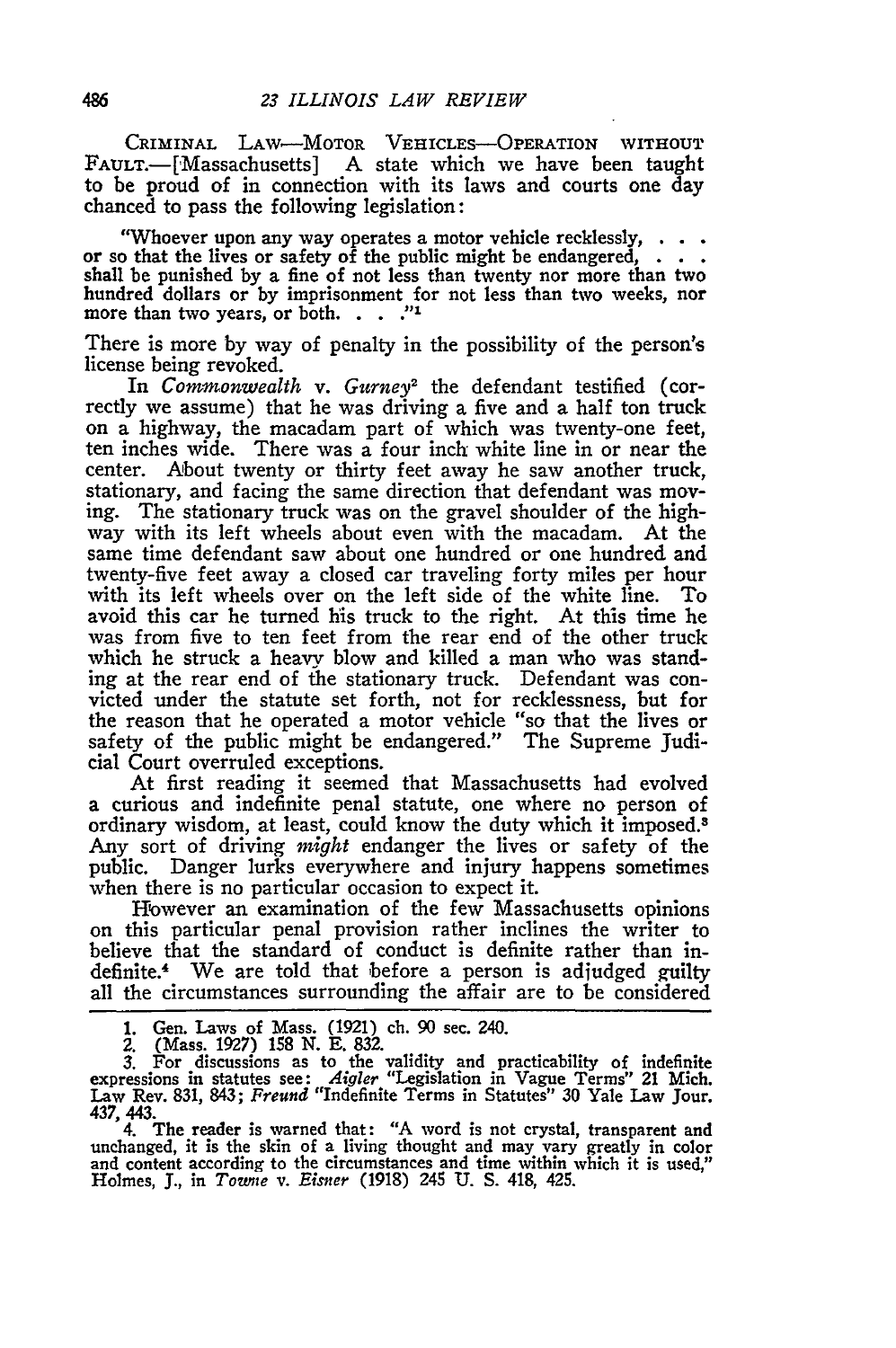CRIMINAL LAW—MOTOR VEHICLES—OPERATION WITHOUT FAULT.—[Massachusetts] A state which we have been taught to be proud of in connection with its laws and courts one day chanced to pass the following legislation:

> "Whoever upon any way operates a motor vehicle recklessly, . . . or so that the lives or safety of the public might be endangered, . . . shall be punished by a fine of not less than twenty nor more than two hundred dollars or by imprisonment for not less than two weeks, nor more than two years, or both. . . ."[1]

There is more by way of penalty in the possibility of the person's license being revoked.

In *Commonwealth* v. *Gurney*[2] the defendant testified (correctly we assume) that he was driving a five and a half ton truck on a highway, the macadam part of which was twenty-one feet, ten inches wide. There was a four inch white line in or near the center. About twenty or thirty feet away he saw another truck, stationary, and facing the same direction that defendant was moving. The stationary truck was on the gravel shoulder of the highway with its left wheels about even with the macadam. At the same time defendant saw about one hundred or one hundred and twenty-five feet away a closed car traveling forty miles per hour with its left wheels over on the left side of the white line. To avoid this car he turned his truck to the right. At this time he was from five to ten feet from the rear end of the other truck which he struck a heavy blow and killed a man who was standing at the rear end of the stationary truck. Defendant was convicted under the statute set forth, not for recklessness, but for the reason that he operated a motor vehicle "so that the lives or safety of the public might be endangered." The Supreme Judicial Court overruled exceptions.

At first reading it seemed that Massachusetts had evolved a curious and indefinite penal statute, one where no person of ordinary wisdom, at least, could know the duty which it imposed.[3] Any sort of driving *might* endanger the lives or safety of the public. Danger lurks everywhere and injury happens sometimes when there is no particular occasion to expect it.

However an examination of the few Massachusetts opinions on this particular penal provision rather inclines the writer to believe that the standard of conduct is definite rather than indefinite.[4] We are told that before a person is adjudged guilty all the circumstances surrounding the affair are to be considered

---

1. Gen. Laws of Mass. (1921) ch. 90 sec. 240.
2. (Mass. 1927) 158 N. E. 832.
3. For discussions as to the validity and practicability of indefinite expressions in statutes see: *Aigler* "Legislation in Vague Terms" 21 Mich. Law Rev. 831, 843; *Freund* "Indefinite Terms in Statutes" 30 Yale Law Jour. 437, 443.
4. The reader is warned that: "A word is not crystal, transparent and unchanged, it is the skin of a living thought and may vary greatly in color and content according to the circumstances and time within which it is used," Holmes, J., in *Towne* v. *Eisner* (1918) 245 U. S. 418, 425.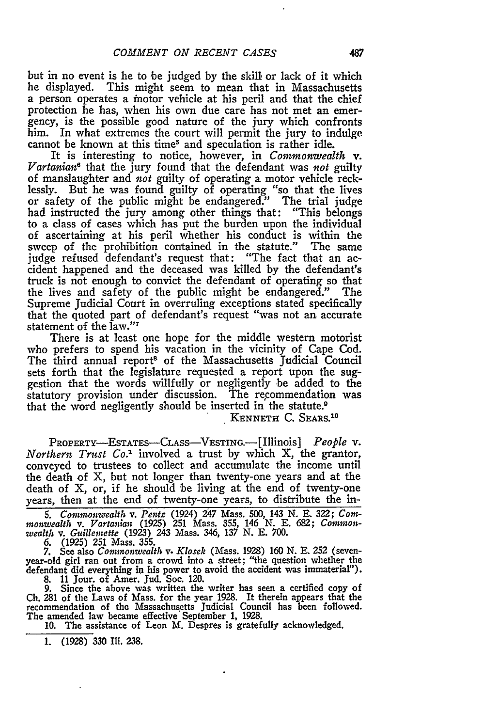but in no event is he to be judged by the skill or lack of it which he displayed. This might seem to mean that in Massachusetts a person operates a motor vehicle at his peril and that the chief protection he has, when his own due care has not met an emergency, is the possible good nature of the jury which confronts him. In what extremes the court will permit the jury to indulge cannot be known at this time[5] and speculation is rather idle.

It is interesting to notice, however, in *Commonwealth* v. *Vartanian*[6] that the jury found that the defendant was *not* guilty of manslaughter and *not* guilty of operating a motor vehicle recklessly. But he was found guilty of operating "so that the lives or safety of the public might be endangered." The trial judge had instructed the jury among other things that: "This belongs to a class of cases which has put the burden upon the individual of ascertaining at his peril whether his conduct is within the sweep of the prohibition contained in the statute." The same judge refused defendant's request that: "The fact that an accident happened and the deceased was killed by the defendant's truck is not enough to convict the defendant of operating so that the lives and safety of the public might be endangered." The Supreme Judicial Court in overruling exceptions stated specifically that the quoted part of defendant's request "was not an accurate statement of the law."[7]

There is at least one hope for the middle western motorist who prefers to spend his vacation in the vicinity of Cape Cod. The third annual report[8] of the Massachusetts Judicial Council sets forth that the legislature requested a report upon the suggestion that the words willfully or negligently be added to the statutory provision under discussion. The recommendation was that the word negligently should be inserted in the statute.[9]

KENNETH C. SEARS.[10]

PROPERTY—ESTATES—CLASS—VESTING.—[Illinois] *People* v. *Northern Trust Co.*[1] involved a trust by which X, the grantor, conveyed to trustees to collect and accumulate the income until the death of X, but not longer than twenty-one years and at the death of X, or, if he should be living at the end of twenty-one years, then at the end of twenty-one years, to distribute the in-

5. *Commonwealth* v. *Pentz* (1924) 247 Mass. 500, 143 N. E. 322; *Commonwealth* v. *Vartanian* (1925) 251 Mass. 355, 146 N. E. 682; *Commonwealth* v. *Guillemette* (1923) 243 Mass. 346, 137 N. E. 700.

6. (1925) 251 Mass. 355.

7. See also *Commonwealth* v. *Klosek* (Mass. 1928) 160 N. E. 252 (seven-year-old girl ran out from a crowd into a street; "the question whether the defendant did everything in his power to avoid the accident was immaterial").

8. 11 Jour. of Amer. Jud. Soc. 120.

9. Since the above was written the writer has seen a certified copy of Ch. 281 of the Laws of Mass. for the year 1928. It therein appears that the recommendation of the Massachusetts Judicial Council has been followed. The amended law became effective September 1, 1928.

10. The assistance of Leon M. Despres is gratefully acknowledged.

1. (1928) 330 Ill. 238.